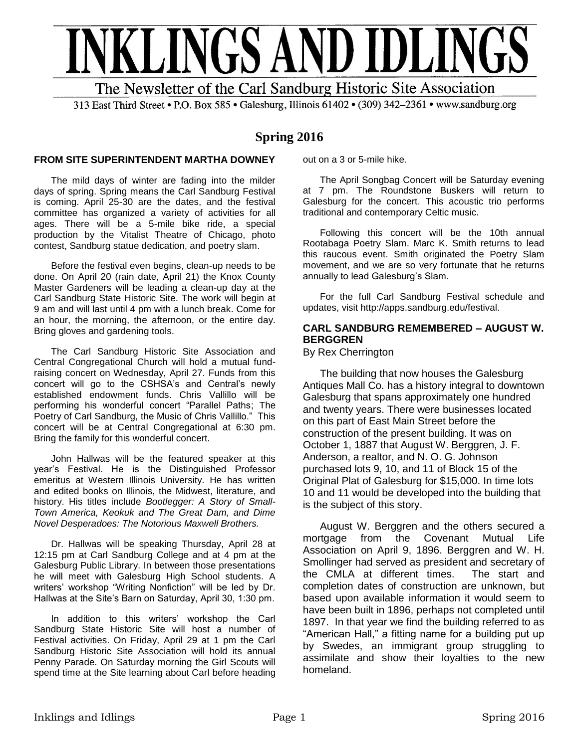# INKLINGS AND IDLINGS

The Newsletter of the Carl Sandburg Historic Site Association

313 East Third Street • P.O. Box 585 • Galesburg, Illinois 61402 • (309) 342–2361 • www.sandburg.org

## Spring 2016

### FROM SITE SUPERINTENDENT MARTHA DOWNEY

The mild days of winter are fading into the milder days of spring. Spring means the Carl Sandburg Festival is coming. April 25-30 are the dates, and the festival committee has organized a variety of activities for all ages. There will be a 5-mile bike ride, a special production by the Vitalist Theatre of Chicago, photo contest, Sandburg statue dedication, and poetry slam.

Before the festival even begins, clean-up needs to be done. On April 20 (rain date, April 21) the Knox County Master Gardeners will be leading a clean-up day at the Carl Sandburg State Historic Site. The work will begin at 9 am and will last until 4 pm with a lunch break. Come for an hour, the morning, the afternoon, or the entire day. Bring gloves and gardening tools.

The Carl Sandburg Historic Site Association and Central Congregational Church will hold a mutual fund-raising concert on Wednesday, April 27. Funds from this concert will go to the CSHSA's and Central's newly established endowment funds. Chris Vallillo will be performing his wonderful concert "Parallel Paths; The Poetry of Carl Sandburg, the Music of Chris Vallillo." This concert will be at Central Congregational at 6:30 pm. Bring the family for this wonderful concert.

John Hallwas will be the featured speaker at this year's Festival. He is the Distinguished Professor emeritus at Western Illinois University. He has written and edited books on Illinois, the Midwest, literature, and history. His titles include *Bootlegger: A Story of Small-Town America, Keokuk and The Great Dam, and Dime Novel Desperadoes: The Notorious Maxwell Brothers.*

Dr. Hallwas will be speaking Thursday, April 28 at 12:15 pm at Carl Sandburg College and at 4 pm at the Galesburg Public Library. In between those presentations he will meet with Galesburg High School students. A writers' workshop "Writing Nonfiction" will be led by Dr. Hallwas at the Site's Barn on Saturday, April 30, 1:30 pm.

In addition to this writers' workshop the Carl Sandburg State Historic Site will host a number of Festival activities. On Friday, April 29 at 1 pm the Carl Sandburg Historic Site Association will hold its annual Penny Parade. On Saturday morning the Girl Scouts will spend time at the Site learning about Carl before heading out on a 3 or 5-mile hike.

The April Songbag Concert will be Saturday evening at 7 pm. The Roundstone Buskers will return to Galesburg for the concert. This acoustic trio performs traditional and contemporary Celtic music.

Following this concert will be the 10th annual Rootabaga Poetry Slam. Marc K. Smith returns to lead this raucous event. Smith originated the Poetry Slam movement, and we are so very fortunate that he returns annually to lead Galesburg's Slam.

For the full Carl Sandburg Festival schedule and updates, visit http://apps.sandburg.edu/festival.

### CARL SANDBURG REMEMBERED – AUGUST W. BERGGREN

By Rex Cherrington

The building that now houses the Galesburg Antiques Mall Co. has a history integral to downtown Galesburg that spans approximately one hundred and twenty years. There were businesses located on this part of East Main Street before the construction of the present building. It was on October 1, 1887 that August W. Berggren, J. F. Anderson, a realtor, and N. O. G. Johnson purchased lots 9, 10, and 11 of Block 15 of the Original Plat of Galesburg for $15,000. In time lots 10 and 11 would be developed into the building that is the subject of this story.

August W. Berggren and the others secured a mortgage from the Covenant Mutual Life Association on April 9, 1896. Berggren and W. H. Smollinger had served as president and secretary of the CMLA at different times. The start and completion dates of construction are unknown, but based upon available information it would seem to have been built in 1896, perhaps not completed until 1897. In that year we find the building referred to as "American Hall," a fitting name for a building put up by Swedes, an immigrant group struggling to assimilate and show their loyalties to the new homeland.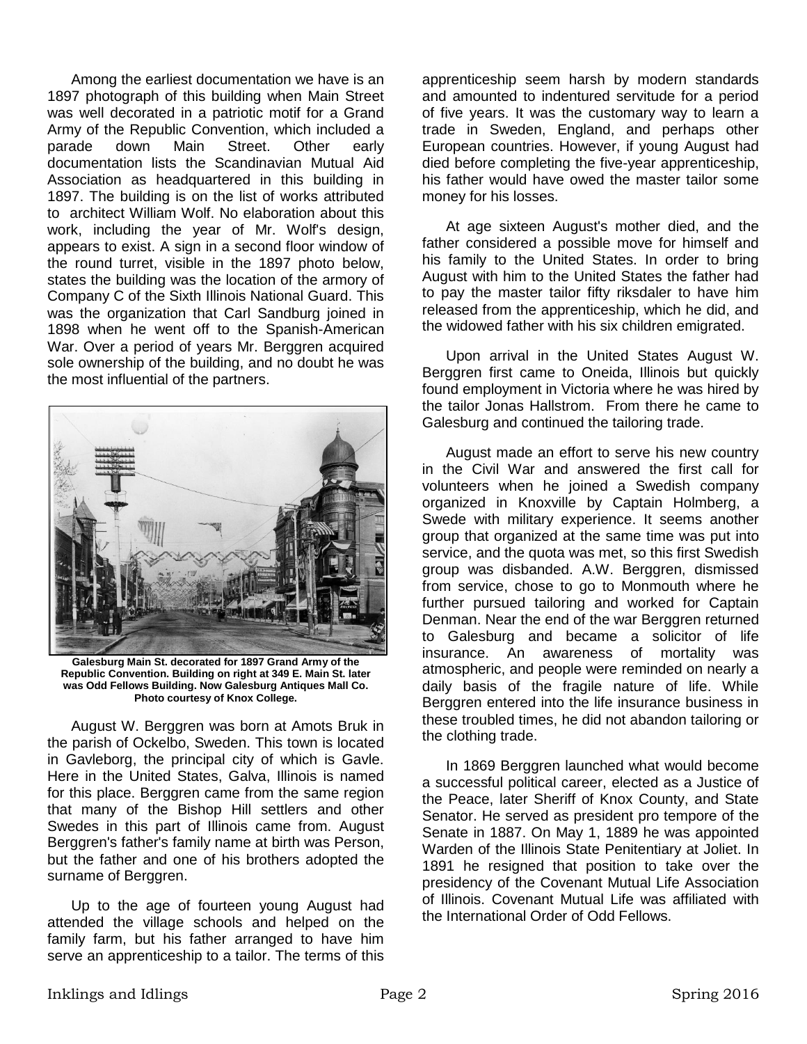Among the earliest documentation we have is an 1897 photograph of this building when Main Street was well decorated in a patriotic motif for a Grand Army of the Republic Convention, which included a parade down Main Street. Other early documentation lists the Scandinavian Mutual Aid Association as headquartered in this building in 1897. The building is on the list of works attributed to architect William Wolf. No elaboration about this work, including the year of Mr. Wolf's design, appears to exist. A sign in a second floor window of the round turret, visible in the 1897 photo below, states the building was the location of the armory of Company C of the Sixth Illinois National Guard. This was the organization that Carl Sandburg joined in 1898 when he went off to the Spanish-American War. Over a period of years Mr. Berggren acquired sole ownership of the building, and no doubt he was the most influential of the partners.

**Galesburg Main St. decorated for 1897 Grand Army of the Republic Convention. Building on right at 349 E. Main St. later was Odd Fellows Building. Now Galesburg Antiques Mall Co. Photo courtesy of Knox College.**

August W. Berggren was born at Amots Bruk in the parish of Ockelbo, Sweden. This town is located in Gavleborg, the principal city of which is Gavle. Here in the United States, Galva, Illinois is named for this place. Berggren came from the same region that many of the Bishop Hill settlers and other Swedes in this part of Illinois came from. August Berggren's father's family name at birth was Person, but the father and one of his brothers adopted the surname of Berggren.

Up to the age of fourteen young August had attended the village schools and helped on the family farm, but his father arranged to have him serve an apprenticeship to a tailor. The terms of this apprenticeship seem harsh by modern standards and amounted to indentured servitude for a period of five years. It was the customary way to learn a trade in Sweden, England, and perhaps other European countries. However, if young August had died before completing the five-year apprenticeship, his father would have owed the master tailor some money for his losses.

At age sixteen August's mother died, and the father considered a possible move for himself and his family to the United States. In order to bring August with him to the United States the father had to pay the master tailor fifty riksdaler to have him released from the apprenticeship, which he did, and the widowed father with his six children emigrated.

Upon arrival in the United States August W. Berggren first came to Oneida, Illinois but quickly found employment in Victoria where he was hired by the tailor Jonas Hallstrom. From there he came to Galesburg and continued the tailoring trade.

August made an effort to serve his new country in the Civil War and answered the first call for volunteers when he joined a Swedish company organized in Knoxville by Captain Holmberg, a Swede with military experience. It seems another group that organized at the same time was put into service, and the quota was met, so this first Swedish group was disbanded. A.W. Berggren, dismissed from service, chose to go to Monmouth where he further pursued tailoring and worked for Captain Denman. Near the end of the war Berggren returned to Galesburg and became a solicitor of life insurance. An awareness of mortality was atmospheric, and people were reminded on nearly a daily basis of the fragile nature of life. While Berggren entered into the life insurance business in these troubled times, he did not abandon tailoring or the clothing trade.

In 1869 Berggren launched what would become a successful political career, elected as a Justice of the Peace, later Sheriff of Knox County, and State Senator. He served as president pro tempore of the Senate in 1887. On May 1, 1889 he was appointed Warden of the Illinois State Penitentiary at Joliet. In 1891 he resigned that position to take over the presidency of the Covenant Mutual Life Association of Illinois. Covenant Mutual Life was affiliated with the International Order of Odd Fellows.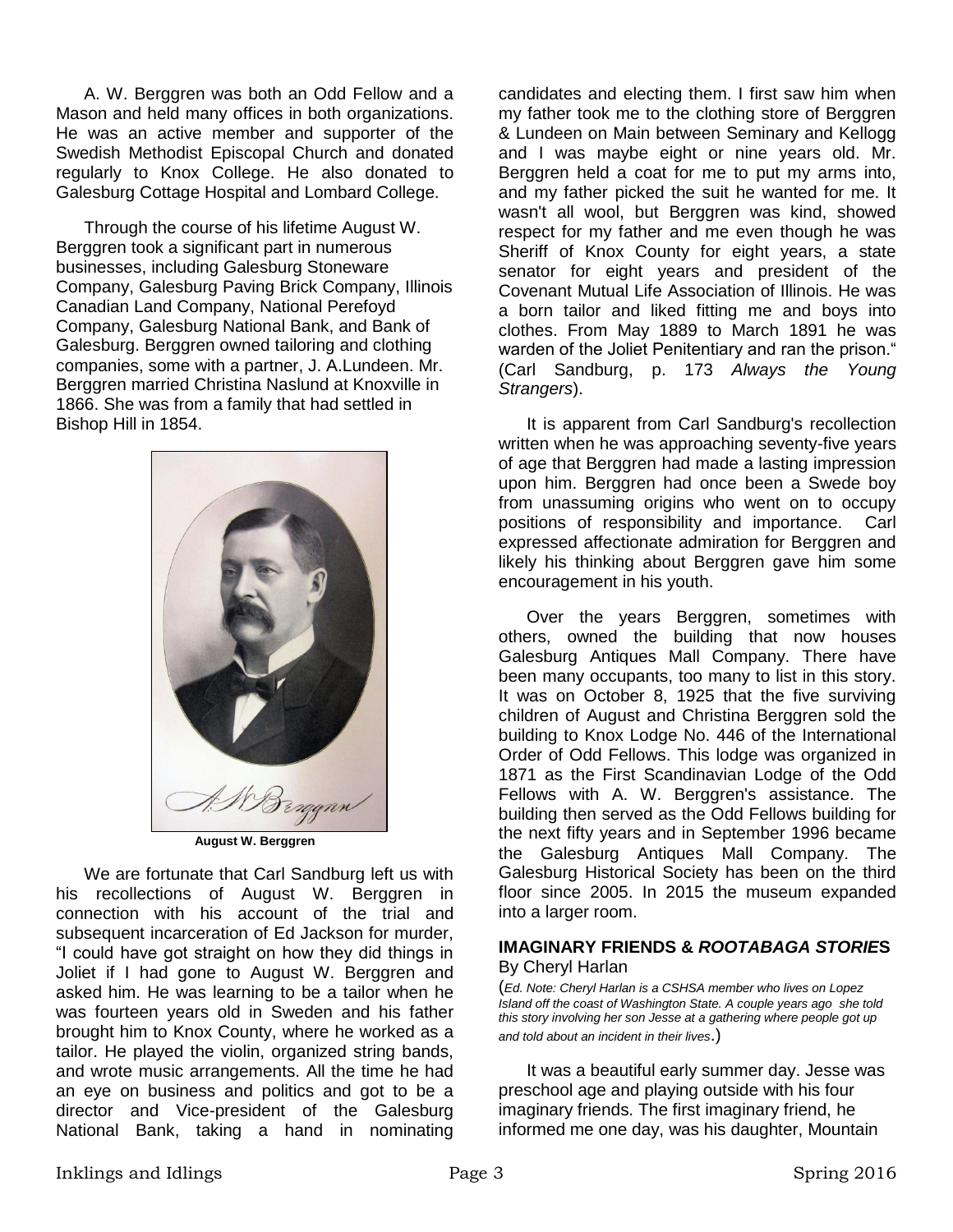A. W. Berggren was both an Odd Fellow and a Mason and held many offices in both organizations. He was an active member and supporter of the Swedish Methodist Episcopal Church and donated regularly to Knox College. He also donated to Galesburg Cottage Hospital and Lombard College.

Through the course of his lifetime August W. Berggren took a significant part in numerous businesses, including Galesburg Stoneware Company, Galesburg Paving Brick Company, Illinois Canadian Land Company, National Perefoyd Company, Galesburg National Bank, and Bank of Galesburg. Berggren owned tailoring and clothing companies, some with a partner, J. A.Lundeen. Mr. Berggren married Christina Naslund at Knoxville in 1866. She was from a family that had settled in Bishop Hill in 1854.

**August W. Berggren**

We are fortunate that Carl Sandburg left us with his recollections of August W. Berggren in connection with his account of the trial and subsequent incarceration of Ed Jackson for murder, "I could have got straight on how they did things in Joliet if I had gone to August W. Berggren and asked him. He was learning to be a tailor when he was fourteen years old in Sweden and his father brought him to Knox County, where he worked as a tailor. He played the violin, organized string bands, and wrote music arrangements. All the time he had an eye on business and politics and got to be a director and Vice-president of the Galesburg National Bank, taking a hand in nominating candidates and electing them. I first saw him when my father took me to the clothing store of Berggren & Lundeen on Main between Seminary and Kellogg and I was maybe eight or nine years old. Mr. Berggren held a coat for me to put my arms into, and my father picked the suit he wanted for me. It wasn't all wool, but Berggren was kind, showed respect for my father and me even though he was Sheriff of Knox County for eight years, a state senator for eight years and president of the Covenant Mutual Life Association of Illinois. He was a born tailor and liked fitting me and boys into clothes. From May 1889 to March 1891 he was warden of the Joliet Penitentiary and ran the prison." (Carl Sandburg, p. 173 *Always the Young Strangers*).

It is apparent from Carl Sandburg's recollection written when he was approaching seventy-five years of age that Berggren had made a lasting impression upon him. Berggren had once been a Swede boy from unassuming origins who went on to occupy positions of responsibility and importance. Carl expressed affectionate admiration for Berggren and likely his thinking about Berggren gave him some encouragement in his youth.

Over the years Berggren, sometimes with others, owned the building that now houses Galesburg Antiques Mall Company. There have been many occupants, too many to list in this story. It was on October 8, 1925 that the five surviving children of August and Christina Berggren sold the building to Knox Lodge No. 446 of the International Order of Odd Fellows. This lodge was organized in 1871 as the First Scandinavian Lodge of the Odd Fellows with A. W. Berggren's assistance. The building then served as the Odd Fellows building for the next fifty years and in September 1996 became the Galesburg Antiques Mall Company. The Galesburg Historical Society has been on the third floor since 2005. In 2015 the museum expanded into a larger room.

### IMAGINARY FRIENDS & *ROOTABAGA STORIES*

By Cheryl Harlan

(*Ed. Note: Cheryl Harlan is a CSHSA member who lives on Lopez Island off the coast of Washington State. A couple years ago she told this story involving her son Jesse at a gathering where people got up and told about an incident in their lives*.)

It was a beautiful early summer day. Jesse was preschool age and playing outside with his four imaginary friends. The first imaginary friend, he informed me one day, was his daughter, Mountain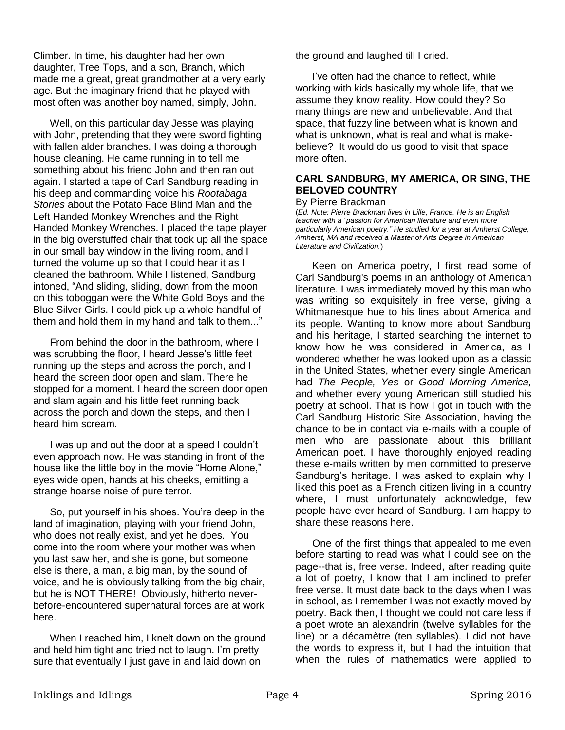Climber. In time, his daughter had her own daughter, Tree Tops, and a son, Branch, which made me a great, great grandmother at a very early age. But the imaginary friend that he played with most often was another boy named, simply, John.

Well, on this particular day Jesse was playing with John, pretending that they were sword fighting with fallen alder branches. I was doing a thorough house cleaning. He came running in to tell me something about his friend John and then ran out again. I started a tape of Carl Sandburg reading in his deep and commanding voice his *Rootabaga Stories* about the Potato Face Blind Man and the Left Handed Monkey Wrenches and the Right Handed Monkey Wrenches. I placed the tape player in the big overstuffed chair that took up all the space in our small bay window in the living room, and I turned the volume up so that I could hear it as I cleaned the bathroom. While I listened, Sandburg intoned, "And sliding, sliding, down from the moon on this toboggan were the White Gold Boys and the Blue Silver Girls. I could pick up a whole handful of them and hold them in my hand and talk to them..."

From behind the door in the bathroom, where I was scrubbing the floor, I heard Jesse's little feet running up the steps and across the porch, and I heard the screen door open and slam. There he stopped for a moment. I heard the screen door open and slam again and his little feet running back across the porch and down the steps, and then I heard him scream.

I was up and out the door at a speed I couldn't even approach now. He was standing in front of the house like the little boy in the movie "Home Alone," eyes wide open, hands at his cheeks, emitting a strange hoarse noise of pure terror.

So, put yourself in his shoes. You're deep in the land of imagination, playing with your friend John, who does not really exist, and yet he does. You come into the room where your mother was when you last saw her, and she is gone, but someone else is there, a man, a big man, by the sound of voice, and he is obviously talking from the big chair, but he is NOT THERE! Obviously, hitherto never-before-encountered supernatural forces are at work here.

When I reached him, I knelt down on the ground and held him tight and tried not to laugh. I'm pretty sure that eventually I just gave in and laid down on the ground and laughed till I cried.

I've often had the chance to reflect, while working with kids basically my whole life, that we assume they know reality. How could they? So many things are new and unbelievable. And that space, that fuzzy line between what is known and what is unknown, what is real and what is make-believe? It would do us good to visit that space more often.

## CARL SANDBURG, MY AMERICA, OR SING, THE BELOVED COUNTRY

By Pierre Brackman

(*Ed. Note: Pierre Brackman lives in Lille, France. He is an English teacher with a "passion for American literature and even more particularly American poetry." He studied for a year at Amherst College, Amherst, MA and received a Master of Arts Degree in American Literature and Civilization.*)

Keen on America poetry, I first read some of Carl Sandburg's poems in an anthology of American literature. I was immediately moved by this man who was writing so exquisitely in free verse, giving a Whitmanesque hue to his lines about America and its people. Wanting to know more about Sandburg and his heritage, I started searching the internet to know how he was considered in America, as I wondered whether he was looked upon as a classic in the United States, whether every single American had *The People, Yes* or *Good Morning America,* and whether every young American still studied his poetry at school. That is how I got in touch with the Carl Sandburg Historic Site Association, having the chance to be in contact via e-mails with a couple of men who are passionate about this brilliant American poet. I have thoroughly enjoyed reading these e-mails written by men committed to preserve Sandburg's heritage. I was asked to explain why I liked this poet as a French citizen living in a country where, I must unfortunately acknowledge, few people have ever heard of Sandburg. I am happy to share these reasons here.

One of the first things that appealed to me even before starting to read was what I could see on the page--that is, free verse. Indeed, after reading quite a lot of poetry, I know that I am inclined to prefer free verse. It must date back to the days when I was in school, as I remember I was not exactly moved by poetry. Back then, I thought we could not care less if a poet wrote an alexandrin (twelve syllables for the line) or a décamètre (ten syllables). I did not have the words to express it, but I had the intuition that when the rules of mathematics were applied to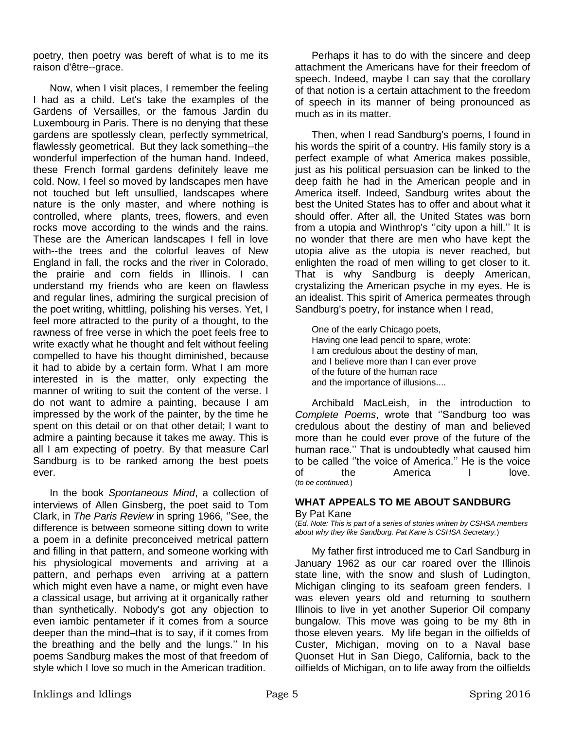poetry, then poetry was bereft of what is to me its raison d'être--grace.

Now, when I visit places, I remember the feeling I had as a child. Let's take the examples of the Gardens of Versailles, or the famous Jardin du Luxembourg in Paris. There is no denying that these gardens are spotlessly clean, perfectly symmetrical, flawlessly geometrical. But they lack something--the wonderful imperfection of the human hand. Indeed, these French formal gardens definitely leave me cold. Now, I feel so moved by landscapes men have not touched but left unsullied, landscapes where nature is the only master, and where nothing is controlled, where plants, trees, flowers, and even rocks move according to the winds and the rains. These are the American landscapes I fell in love with--the trees and the colorful leaves of New England in fall, the rocks and the river in Colorado, the prairie and corn fields in Illinois. I can understand my friends who are keen on flawless and regular lines, admiring the surgical precision of the poet writing, whittling, polishing his verses. Yet, I feel more attracted to the purity of a thought, to the rawness of free verse in which the poet feels free to write exactly what he thought and felt without feeling compelled to have his thought diminished, because it had to abide by a certain form. What I am more interested in is the matter, only expecting the manner of writing to suit the content of the verse. I do not want to admire a painting, because I am impressed by the work of the painter, by the time he spent on this detail or on that other detail; I want to admire a painting because it takes me away. This is all I am expecting of poetry. By that measure Carl Sandburg is to be ranked among the best poets ever.

In the book *Spontaneous Mind*, a collection of interviews of Allen Ginsberg, the poet said to Tom Clark, in *The Paris Review* in spring 1966, ''See, the difference is between someone sitting down to write a poem in a definite preconceived metrical pattern and filling in that pattern, and someone working with his physiological movements and arriving at a pattern, and perhaps even arriving at a pattern which might even have a name, or might even have a classical usage, but arriving at it organically rather than synthetically. Nobody's got any objection to even iambic pentameter if it comes from a source deeper than the mind–that is to say, if it comes from the breathing and the belly and the lungs.'' In his poems Sandburg makes the most of that freedom of style which I love so much in the American tradition.

Perhaps it has to do with the sincere and deep attachment the Americans have for their freedom of speech. Indeed, maybe I can say that the corollary of that notion is a certain attachment to the freedom of speech in its manner of being pronounced as much as in its matter.

Then, when I read Sandburg's poems, I found in his words the spirit of a country. His family story is a perfect example of what America makes possible, just as his political persuasion can be linked to the deep faith he had in the American people and in America itself. Indeed, Sandburg writes about the best the United States has to offer and about what it should offer. After all, the United States was born from a utopia and Winthrop's ''city upon a hill.'' It is no wonder that there are men who have kept the utopia alive as the utopia is never reached, but enlighten the road of men willing to get closer to it. That is why Sandburg is deeply American, crystalizing the American psyche in my eyes. He is an idealist. This spirit of America permeates through Sandburg's poetry, for instance when I read,

> One of the early Chicago poets,
> Having one lead pencil to spare, wrote:
> I am credulous about the destiny of man,
> and I believe more than I can ever prove
> of the future of the human race
> and the importance of illusions....

Archibald MacLeish, in the introduction to *Complete Poems*, wrote that ''Sandburg too was credulous about the destiny of man and believed more than he could ever prove of the future of the human race.'' That is undoubtedly what caused him to be called ''the voice of America.'' He is the voice of the America I love.
(*to be continued.*)

## WHAT APPEALS TO ME ABOUT SANDBURG

By Pat Kane

(*Ed. Note: This is part of a series of stories written by CSHSA members about why they like Sandburg. Pat Kane is CSHSA Secretary.*)

My father first introduced me to Carl Sandburg in January 1962 as our car roared over the Illinois state line, with the snow and slush of Ludington, Michigan clinging to its seafoam green fenders. I was eleven years old and returning to southern Illinois to live in yet another Superior Oil company bungalow. This move was going to be my 8th in those eleven years. My life began in the oilfields of Custer, Michigan, moving on to a Naval base Quonset Hut in San Diego, California, back to the oilfields of Michigan, on to life away from the oilfields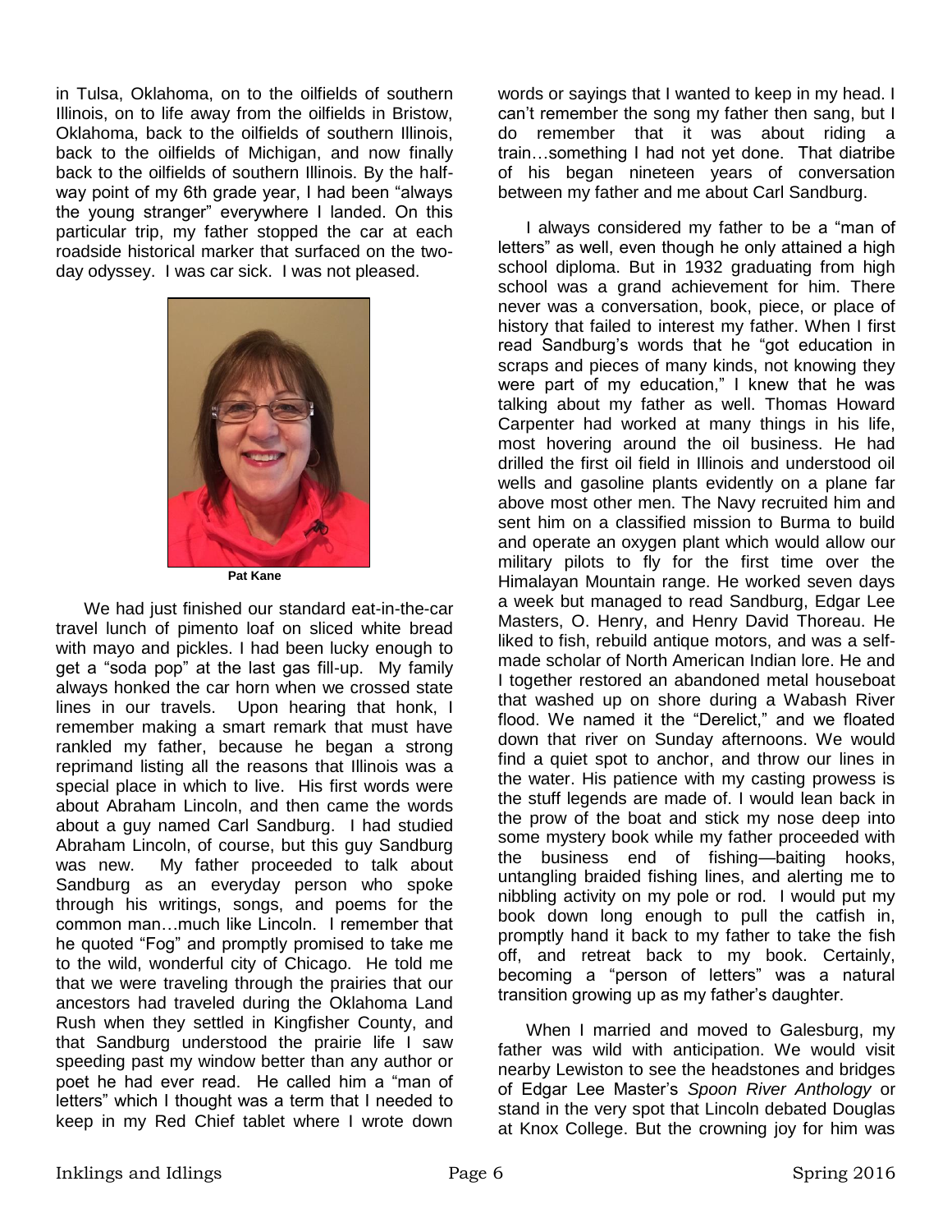in Tulsa, Oklahoma, on to the oilfields of southern Illinois, on to life away from the oilfields in Bristow, Oklahoma, back to the oilfields of southern Illinois, back to the oilfields of Michigan, and now finally back to the oilfields of southern Illinois. By the half-way point of my 6th grade year, I had been "always the young stranger" everywhere I landed. On this particular trip, my father stopped the car at each roadside historical marker that surfaced on the two-day odyssey. I was car sick. I was not pleased.

**Pat Kane**

We had just finished our standard eat-in-the-car travel lunch of pimento loaf on sliced white bread with mayo and pickles. I had been lucky enough to get a "soda pop" at the last gas fill-up. My family always honked the car horn when we crossed state lines in our travels. Upon hearing that honk, I remember making a smart remark that must have rankled my father, because he began a strong reprimand listing all the reasons that Illinois was a special place in which to live. His first words were about Abraham Lincoln, and then came the words about a guy named Carl Sandburg. I had studied Abraham Lincoln, of course, but this guy Sandburg was new. My father proceeded to talk about Sandburg as an everyday person who spoke through his writings, songs, and poems for the common man…much like Lincoln. I remember that he quoted "Fog" and promptly promised to take me to the wild, wonderful city of Chicago. He told me that we were traveling through the prairies that our ancestors had traveled during the Oklahoma Land Rush when they settled in Kingfisher County, and that Sandburg understood the prairie life I saw speeding past my window better than any author or poet he had ever read. He called him a "man of letters" which I thought was a term that I needed to keep in my Red Chief tablet where I wrote down words or sayings that I wanted to keep in my head. I can't remember the song my father then sang, but I do remember that it was about riding a train…something I had not yet done. That diatribe of his began nineteen years of conversation between my father and me about Carl Sandburg.

I always considered my father to be a "man of letters" as well, even though he only attained a high school diploma. But in 1932 graduating from high school was a grand achievement for him. There never was a conversation, book, piece, or place of history that failed to interest my father. When I first read Sandburg's words that he "got education in scraps and pieces of many kinds, not knowing they were part of my education," I knew that he was talking about my father as well. Thomas Howard Carpenter had worked at many things in his life, most hovering around the oil business. He had drilled the first oil field in Illinois and understood oil wells and gasoline plants evidently on a plane far above most other men. The Navy recruited him and sent him on a classified mission to Burma to build and operate an oxygen plant which would allow our military pilots to fly for the first time over the Himalayan Mountain range. He worked seven days a week but managed to read Sandburg, Edgar Lee Masters, O. Henry, and Henry David Thoreau. He liked to fish, rebuild antique motors, and was a self-made scholar of North American Indian lore. He and I together restored an abandoned metal houseboat that washed up on shore during a Wabash River flood. We named it the "Derelict," and we floated down that river on Sunday afternoons. We would find a quiet spot to anchor, and throw our lines in the water. His patience with my casting prowess is the stuff legends are made of. I would lean back in the prow of the boat and stick my nose deep into some mystery book while my father proceeded with the business end of fishing—baiting hooks, untangling braided fishing lines, and alerting me to nibbling activity on my pole or rod. I would put my book down long enough to pull the catfish in, promptly hand it back to my father to take the fish off, and retreat back to my book. Certainly, becoming a "person of letters" was a natural transition growing up as my father's daughter.

When I married and moved to Galesburg, my father was wild with anticipation. We would visit nearby Lewiston to see the headstones and bridges of Edgar Lee Master's *Spoon River Anthology* or stand in the very spot that Lincoln debated Douglas at Knox College. But the crowning joy for him was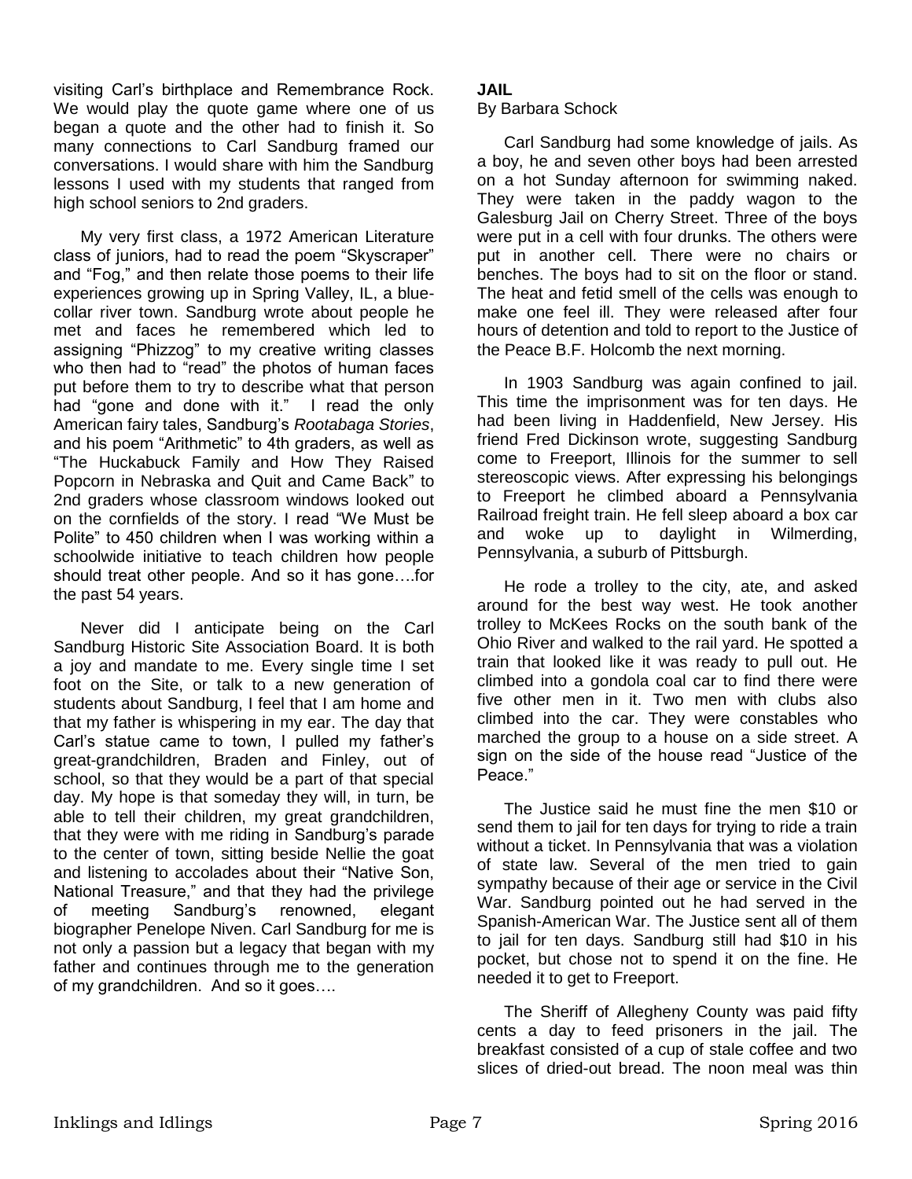visiting Carl's birthplace and Remembrance Rock. We would play the quote game where one of us began a quote and the other had to finish it. So many connections to Carl Sandburg framed our conversations. I would share with him the Sandburg lessons I used with my students that ranged from high school seniors to 2nd graders.

My very first class, a 1972 American Literature class of juniors, had to read the poem "Skyscraper" and "Fog," and then relate those poems to their life experiences growing up in Spring Valley, IL, a blue-collar river town. Sandburg wrote about people he met and faces he remembered which led to assigning "Phizzog" to my creative writing classes who then had to "read" the photos of human faces put before them to try to describe what that person had "gone and done with it." I read the only American fairy tales, Sandburg's *Rootabaga Stories*, and his poem "Arithmetic" to 4th graders, as well as "The Huckabuck Family and How They Raised Popcorn in Nebraska and Quit and Came Back" to 2nd graders whose classroom windows looked out on the cornfields of the story. I read "We Must be Polite" to 450 children when I was working within a schoolwide initiative to teach children how people should treat other people. And so it has gone….for the past 54 years.

Never did I anticipate being on the Carl Sandburg Historic Site Association Board. It is both a joy and mandate to me. Every single time I set foot on the Site, or talk to a new generation of students about Sandburg, I feel that I am home and that my father is whispering in my ear. The day that Carl's statue came to town, I pulled my father's great-grandchildren, Braden and Finley, out of school, so that they would be a part of that special day. My hope is that someday they will, in turn, be able to tell their children, my great grandchildren, that they were with me riding in Sandburg's parade to the center of town, sitting beside Nellie the goat and listening to accolades about their "Native Son, National Treasure," and that they had the privilege of meeting Sandburg's renowned, elegant biographer Penelope Niven. Carl Sandburg for me is not only a passion but a legacy that began with my father and continues through me to the generation of my grandchildren. And so it goes….

**JAIL**

By Barbara Schock

Carl Sandburg had some knowledge of jails. As a boy, he and seven other boys had been arrested on a hot Sunday afternoon for swimming naked. They were taken in the paddy wagon to the Galesburg Jail on Cherry Street. Three of the boys were put in a cell with four drunks. The others were put in another cell. There were no chairs or benches. The boys had to sit on the floor or stand. The heat and fetid smell of the cells was enough to make one feel ill. They were released after four hours of detention and told to report to the Justice of the Peace B.F. Holcomb the next morning.

In 1903 Sandburg was again confined to jail. This time the imprisonment was for ten days. He had been living in Haddenfield, New Jersey. His friend Fred Dickinson wrote, suggesting Sandburg come to Freeport, Illinois for the summer to sell stereoscopic views. After expressing his belongings to Freeport he climbed aboard a Pennsylvania Railroad freight train. He fell sleep aboard a box car and woke up to daylight in Wilmerding, Pennsylvania, a suburb of Pittsburgh.

He rode a trolley to the city, ate, and asked around for the best way west. He took another trolley to McKees Rocks on the south bank of the Ohio River and walked to the rail yard. He spotted a train that looked like it was ready to pull out. He climbed into a gondola coal car to find there were five other men in it. Two men with clubs also climbed into the car. They were constables who marched the group to a house on a side street. A sign on the side of the house read "Justice of the Peace."

The Justice said he must fine the men $10 or send them to jail for ten days for trying to ride a train without a ticket. In Pennsylvania that was a violation of state law. Several of the men tried to gain sympathy because of their age or service in the Civil War. Sandburg pointed out he had served in the Spanish-American War. The Justice sent all of them to jail for ten days. Sandburg still had $10 in his pocket, but chose not to spend it on the fine. He needed it to get to Freeport.

The Sheriff of Allegheny County was paid fifty cents a day to feed prisoners in the jail. The breakfast consisted of a cup of stale coffee and two slices of dried-out bread. The noon meal was thin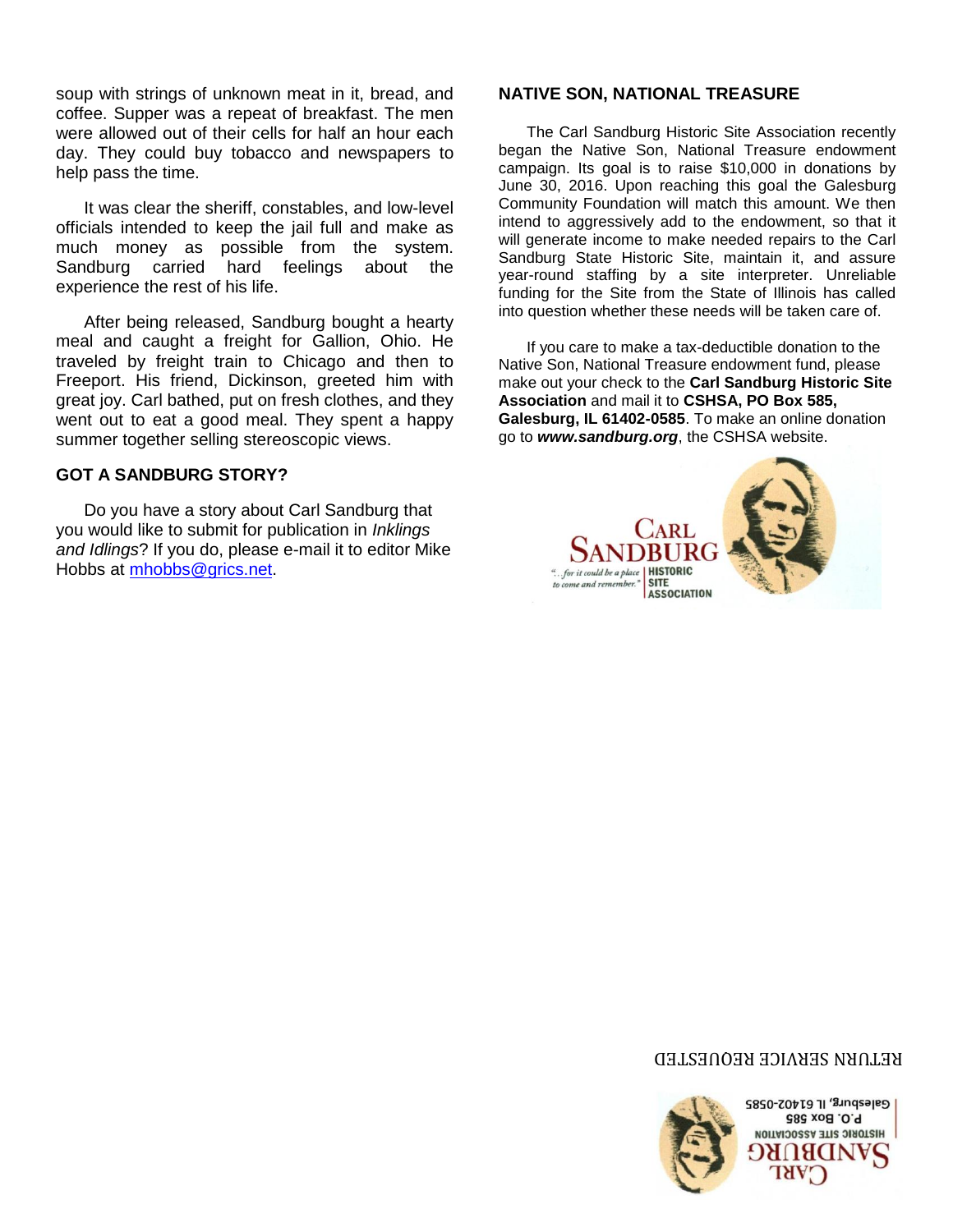soup with strings of unknown meat in it, bread, and coffee. Supper was a repeat of breakfast. The men were allowed out of their cells for half an hour each day. They could buy tobacco and newspapers to help pass the time.

It was clear the sheriff, constables, and low-level officials intended to keep the jail full and make as much money as possible from the system. Sandburg carried hard feelings about the experience the rest of his life.

After being released, Sandburg bought a hearty meal and caught a freight for Gallion, Ohio. He traveled by freight train to Chicago and then to Freeport. His friend, Dickinson, greeted him with great joy. Carl bathed, put on fresh clothes, and they went out to eat a good meal. They spent a happy summer together selling stereoscopic views.

## GOT A SANDBURG STORY?

Do you have a story about Carl Sandburg that you would like to submit for publication in *Inklings and Idlings*? If you do, please e-mail it to editor Mike Hobbs at mhobbs@grics.net.

## NATIVE SON, NATIONAL TREASURE

The Carl Sandburg Historic Site Association recently began the Native Son, National Treasure endowment campaign. Its goal is to raise $10,000 in donations by June 30, 2016. Upon reaching this goal the Galesburg Community Foundation will match this amount. We then intend to aggressively add to the endowment, so that it will generate income to make needed repairs to the Carl Sandburg State Historic Site, maintain it, and assure year-round staffing by a site interpreter. Unreliable funding for the Site from the State of Illinois has called into question whether these needs will be taken care of.

If you care to make a tax-deductible donation to the Native Son, National Treasure endowment fund, please make out your check to the **Carl Sandburg Historic Site Association** and mail it to **CSHSA, PO Box 585, Galesburg, IL 61402-0585**. To make an online donation go to ***www.sandburg.org***, the CSHSA website.

CARL SANDBURG
"...for it could be a place to come and remember." HISTORIC SITE ASSOCIATION

RETURN SERVICE REQUESTED

CARL SANDBURG
HISTORIC SITE ASSOCIATION
P.O. Box 585
Galesburg, IL 61402-0585